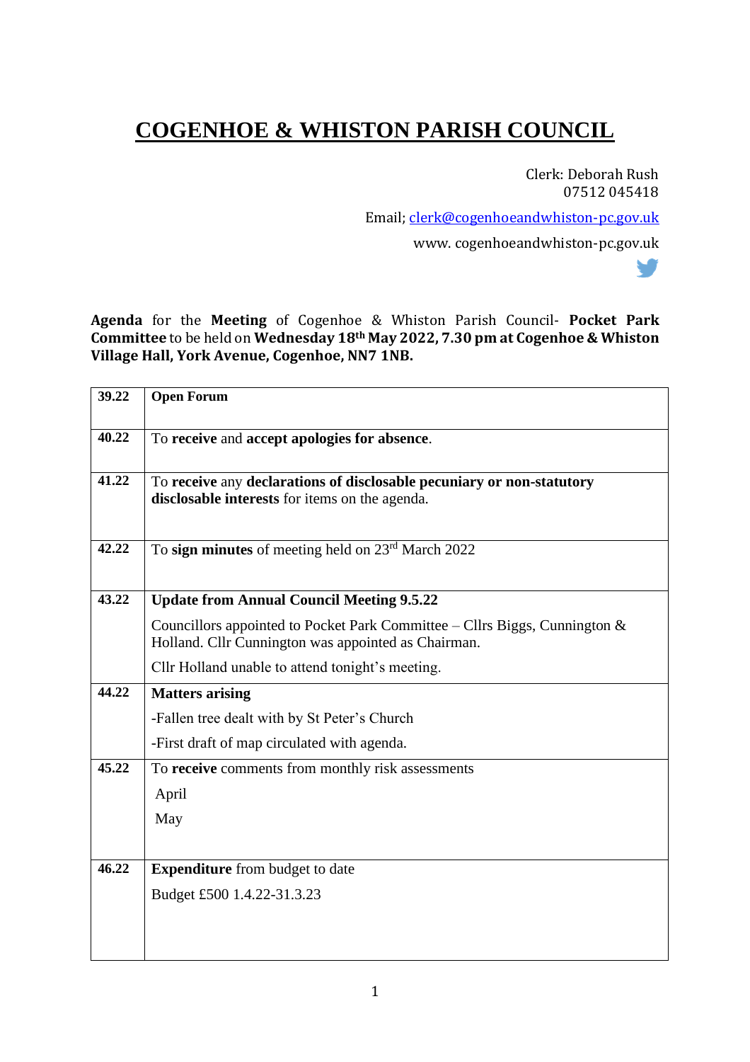# COGENHOE & WHISTON PARISH COUNCIL

Clerk: Deborah Rush
07512 045418

Email; clerk@cogenhoeandwhiston-pc.gov.uk

www. cogenhoeandwhiston-pc.gov.uk

**Agenda** for the **Meeting** of Cogenhoe & Whiston Parish Council- **Pocket Park Committee** to be held on **Wednesday 18th May 2022, 7.30 pm at Cogenhoe & Whiston Village Hall, York Avenue, Cogenhoe, NN7 1NB.**

| | |
|---|---|
| **39.22** | **Open Forum** |
| **40.22** | To **receive** and **accept apologies for absence**. |
| **41.22** | To **receive** any **declarations of disclosable pecuniary or non-statutory disclosable interests** for items on the agenda. |
| **42.22** | To **sign minutes** of meeting held on 23rd March 2022 |
| **43.22** | **Update from Annual Council Meeting 9.5.22**<br>Councillors appointed to Pocket Park Committee – Cllrs Biggs, Cunnington & Holland. Cllr Cunnington was appointed as Chairman.<br>Cllr Holland unable to attend tonight's meeting. |
| **44.22** | **Matters arising**<br>-Fallen tree dealt with by St Peter's Church<br>-First draft of map circulated with agenda. |
| **45.22** | To **receive** comments from monthly risk assessments<br>April<br>May |
| **46.22** | **Expenditure** from budget to date<br>Budget £500 1.4.22-31.3.23 |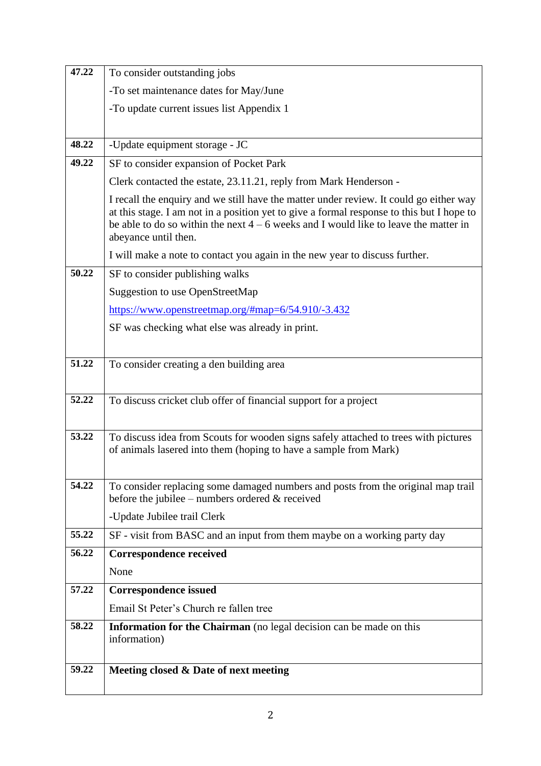| | |
|---|---|
| **47.22** | To consider outstanding jobs<br>-To set maintenance dates for May/June<br>-To update current issues list Appendix 1 |
| **48.22** | -Update equipment storage - JC |
| **49.22** | SF to consider expansion of Pocket Park<br>Clerk contacted the estate, 23.11.21, reply from Mark Henderson -<br>I recall the enquiry and we still have the matter under review. It could go either way at this stage. I am not in a position yet to give a formal response to this but I hope to be able to do so within the next 4 – 6 weeks and I would like to leave the matter in abeyance until then.<br>I will make a note to contact you again in the new year to discuss further. |
| **50.22** | SF to consider publishing walks<br>Suggestion to use OpenStreetMap<br>[https://www.openstreetmap.org/#map=6/54.910/-3.432](https://www.openstreetmap.org/#map=6/54.910/-3.432)<br>SF was checking what else was already in print. |
| **51.22** | To consider creating a den building area |
| **52.22** | To discuss cricket club offer of financial support for a project |
| **53.22** | To discuss idea from Scouts for wooden signs safely attached to trees with pictures of animals lasered into them (hoping to have a sample from Mark) |
| **54.22** | To consider replacing some damaged numbers and posts from the original map trail before the jubilee – numbers ordered & received<br>-Update Jubilee trail Clerk |
| **55.22** | SF - visit from BASC and an input from them maybe on a working party day |
| **56.22** | **Correspondence received**<br>None |
| **57.22** | **Correspondence issued**<br>Email St Peter's Church re fallen tree |
| **58.22** | **Information for the Chairman** (no legal decision can be made on this information) |
| **59.22** | **Meeting closed & Date of next meeting** |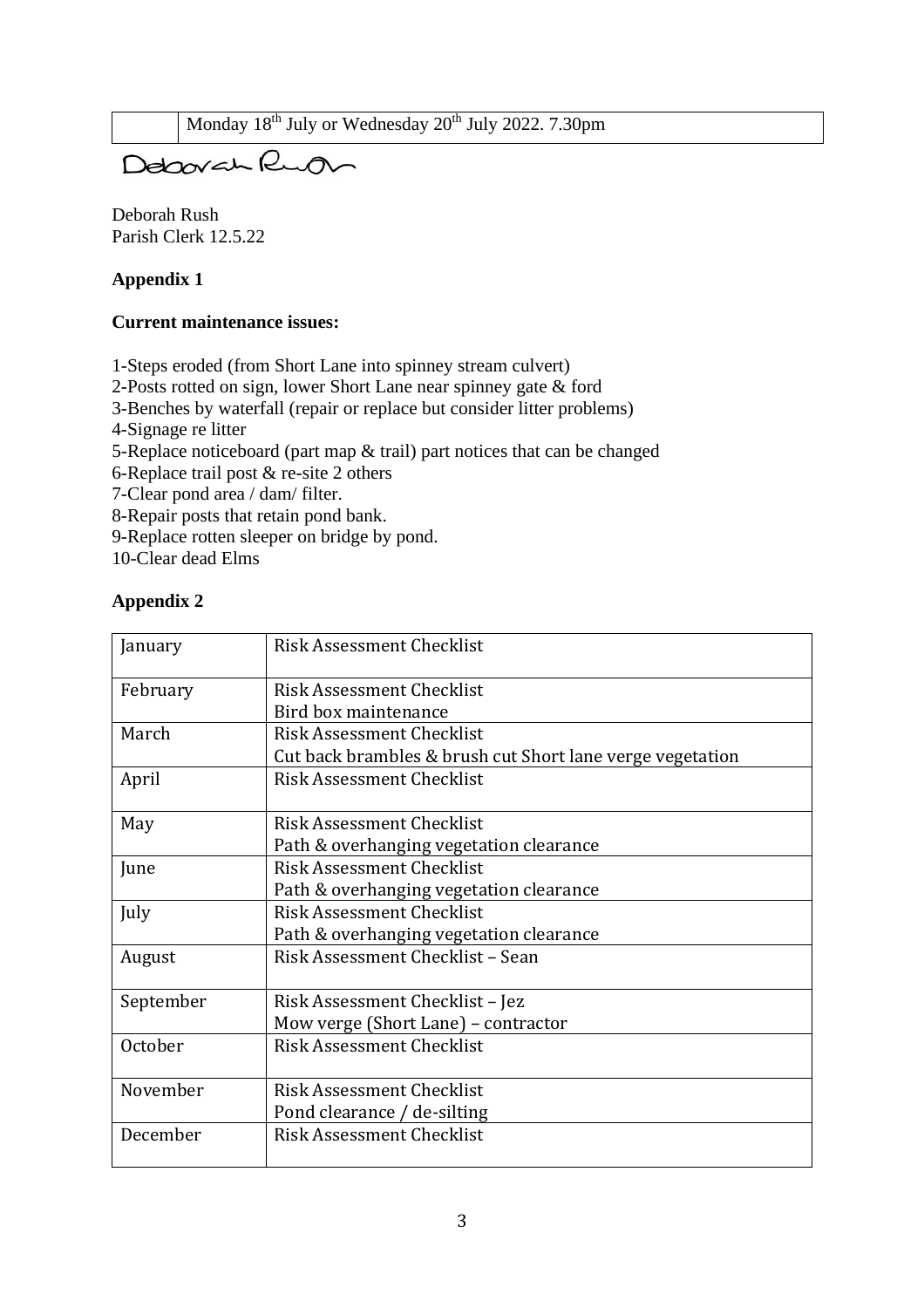| | Monday 18th July or Wednesday 20th July 2022. 7.30pm |
|---|---|

Deborah Rush

Deborah Rush
Parish Clerk 12.5.22

**Appendix 1**

**Current maintenance issues:**

1-Steps eroded (from Short Lane into spinney stream culvert)
2-Posts rotted on sign, lower Short Lane near spinney gate & ford
3-Benches by waterfall (repair or replace but consider litter problems)
4-Signage re litter
5-Replace noticeboard (part map & trail) part notices that can be changed
6-Replace trail post & re-site 2 others
7-Clear pond area / dam/ filter.
8-Repair posts that retain pond bank.
9-Replace rotten sleeper on bridge by pond.
10-Clear dead Elms

**Appendix 2**

| | |
|---|---|
| January | Risk Assessment Checklist |
| February | Risk Assessment Checklist<br>Bird box maintenance |
| March | Risk Assessment Checklist<br>Cut back brambles & brush cut Short lane verge vegetation |
| April | Risk Assessment Checklist |
| May | Risk Assessment Checklist<br>Path & overhanging vegetation clearance |
| June | Risk Assessment Checklist<br>Path & overhanging vegetation clearance |
| July | Risk Assessment Checklist<br>Path & overhanging vegetation clearance |
| August | Risk Assessment Checklist – Sean |
| September | Risk Assessment Checklist – Jez<br>Mow verge (Short Lane) – contractor |
| October | Risk Assessment Checklist |
| November | Risk Assessment Checklist<br>Pond clearance / de-silting |
| December | Risk Assessment Checklist |